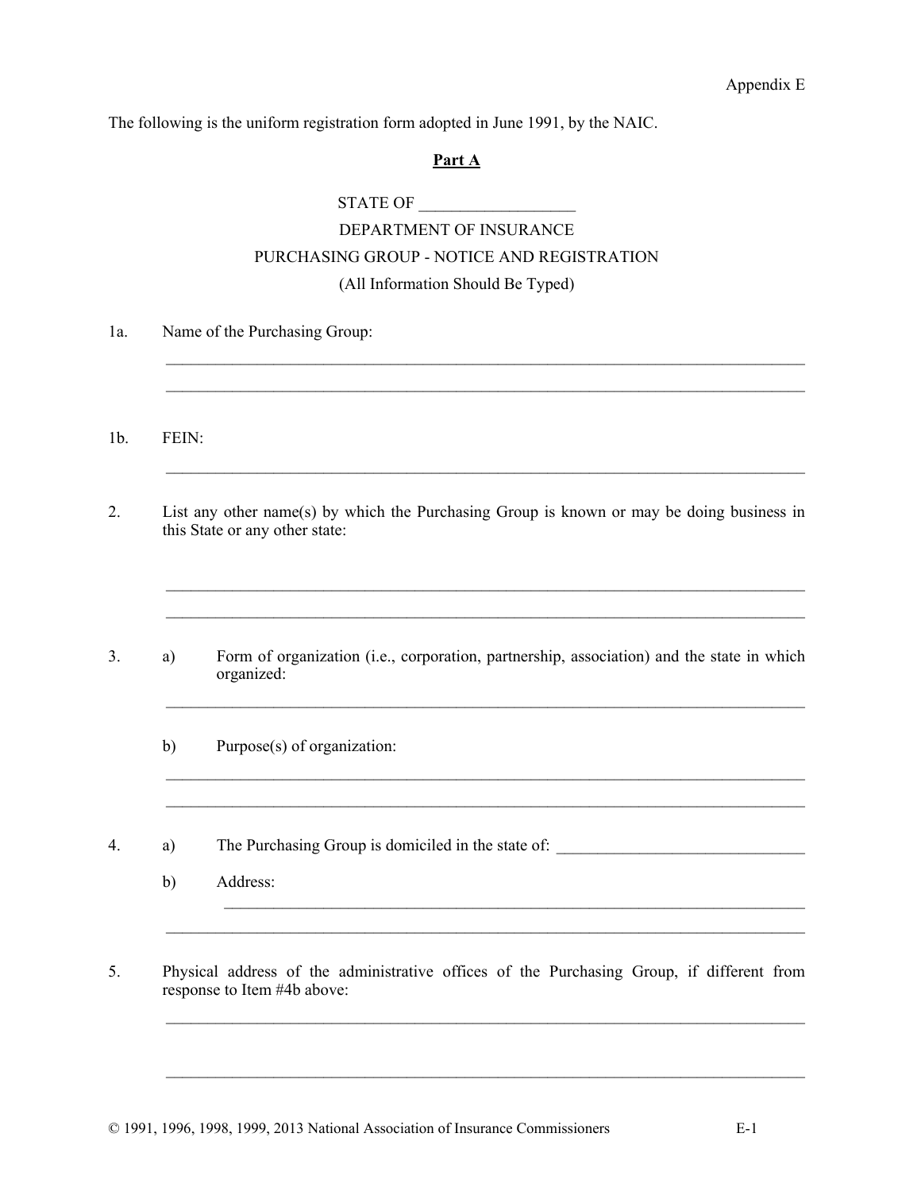Appendix E

The following is the uniform registration form adopted in June 1991, by the NAIC.

**Part A**

STATE OF ___________________

DEPARTMENT OF INSURANCE

PURCHASING GROUP - NOTICE AND REGISTRATION

(All Information Should Be Typed)

1a. Name of the Purchasing Group:

_______________________________________________________________________________

_______________________________________________________________________________

1b. FEIN:

_______________________________________________________________________________

2. List any other name(s) by which the Purchasing Group is known or may be doing business in this State or any other state:

_______________________________________________________________________________

_______________________________________________________________________________

3. a) Form of organization (i.e., corporation, partnership, association) and the state in which organized:

_______________________________________________________________________________

b) Purpose(s) of organization:

_______________________________________________________________________________

_______________________________________________________________________________

4. a) The Purchasing Group is domiciled in the state of: ______________________________

b) Address:

_______________________________________________________________________________

_______________________________________________________________________________

5. Physical address of the administrative offices of the Purchasing Group, if different from response to Item #4b above:

_______________________________________________________________________________

_______________________________________________________________________________

© 1991, 1996, 1998, 1999, 2013 National Association of Insurance Commissioners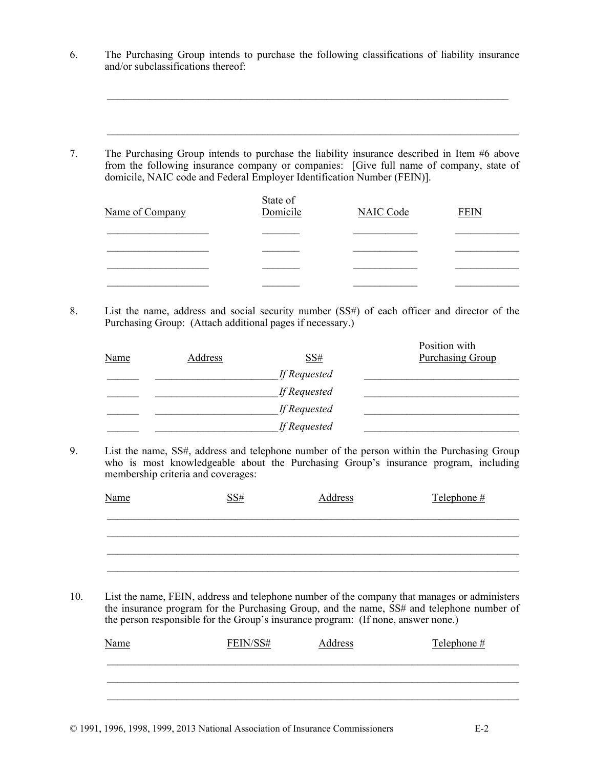6. The Purchasing Group intends to purchase the following classifications of liability insurance and/or subclassifications thereof:

\_\_\_\_\_\_\_\_\_\_\_\_\_\_\_\_\_\_\_\_\_\_\_\_\_\_\_\_\_\_\_\_\_\_\_\_\_\_\_\_\_\_\_\_\_\_\_\_\_\_\_\_\_\_\_\_\_\_\_\_\_\_\_\_\_\_\_\_\_\_\_\_\_\_

\_\_\_\_\_\_\_\_\_\_\_\_\_\_\_\_\_\_\_\_\_\_\_\_\_\_\_\_\_\_\_\_\_\_\_\_\_\_\_\_\_\_\_\_\_\_\_\_\_\_\_\_\_\_\_\_\_\_\_\_\_\_\_\_\_\_\_\_\_\_\_\_\_\_

7. The Purchasing Group intends to purchase the liability insurance described in Item #6 above from the following insurance company or companies: [Give full name of company, state of domicile, NAIC code and Federal Employer Identification Number (FEIN)].

| Name of Company | State of Domicile | NAIC Code | FEIN |
|---|---|---|---|
| | | | |
| | | | |
| | | | |
| | | | |

8. List the name, address and social security number (SS#) of each officer and director of the Purchasing Group: (Attach additional pages if necessary.)

| Name | Address | SS# | Position with Purchasing Group |
|---|---|---|---|
| | | *If Requested* | |
| | | *If Requested* | |
| | | *If Requested* | |
| | | *If Requested* | |

9. List the name, SS#, address and telephone number of the person within the Purchasing Group who is most knowledgeable about the Purchasing Group's insurance program, including membership criteria and coverages:

| Name | SS# | Address | Telephone # |
|---|---|---|---|
| | | | |
| | | | |
| | | | |
| | | | |

10. List the name, FEIN, address and telephone number of the company that manages or administers the insurance program for the Purchasing Group, and the name, SS# and telephone number of the person responsible for the Group's insurance program: (If none, answer none.)

| Name | FEIN/SS# | Address | Telephone # |
|---|---|---|---|
| | | | |
| | | | |
| | | | |

© 1991, 1996, 1998, 1999, 2013 National Association of Insurance Commissioners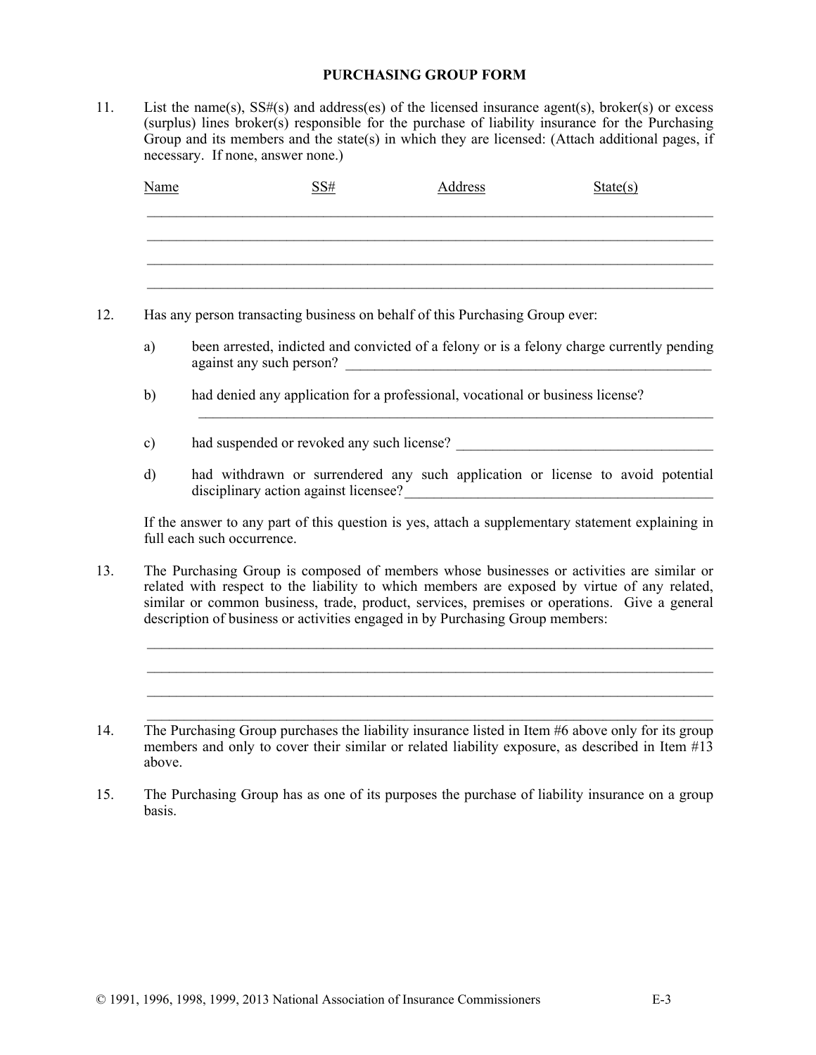**PURCHASING GROUP FORM**

11. List the name(s), SS#(s) and address(es) of the licensed insurance agent(s), broker(s) or excess (surplus) lines broker(s) responsible for the purchase of liability insurance for the Purchasing Group and its members and the state(s) in which they are licensed: (Attach additional pages, if necessary. If none, answer none.)

| Name | SS# | Address | State(s) |
|---|---|---|---|
| | | | |
| | | | |
| | | | |
| | | | |

12. Has any person transacting business on behalf of this Purchasing Group ever:

    a) been arrested, indicted and convicted of a felony or is a felony charge currently pending against any such person? ______________________________

    b) had denied any application for a professional, vocational or business license? ______________________________

    c) had suspended or revoked any such license? ______________________________

    d) had withdrawn or surrendered any such application or license to avoid potential disciplinary action against licensee? ______________________________

    If the answer to any part of this question is yes, attach a supplementary statement explaining in full each such occurrence.

13. The Purchasing Group is composed of members whose businesses or activities are similar or related with respect to the liability to which members are exposed by virtue of any related, similar or common business, trade, product, services, premises or operations. Give a general description of business or activities engaged in by Purchasing Group members:

    ______________________________________________________________________

    ______________________________________________________________________

    ______________________________________________________________________

    ______________________________________________________________________

14. The Purchasing Group purchases the liability insurance listed in Item #6 above only for its group members and only to cover their similar or related liability exposure, as described in Item #13 above.

15. The Purchasing Group has as one of its purposes the purchase of liability insurance on a group basis.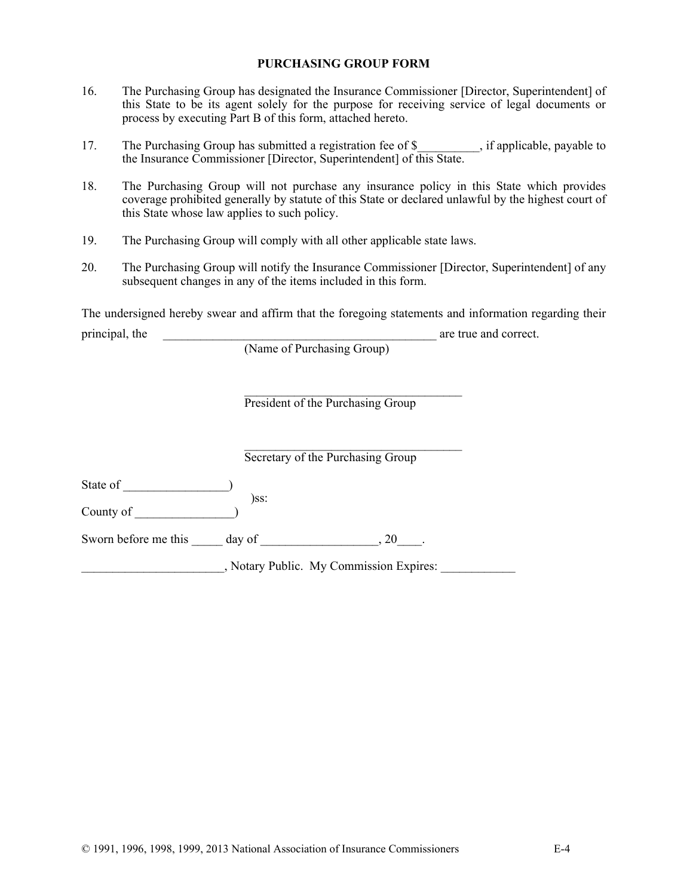**PURCHASING GROUP FORM**

16. The Purchasing Group has designated the Insurance Commissioner [Director, Superintendent] of this State to be its agent solely for the purpose for receiving service of legal documents or process by executing Part B of this form, attached hereto.

17. The Purchasing Group has submitted a registration fee of $__________, if applicable, payable to the Insurance Commissioner [Director, Superintendent] of this State.

18. The Purchasing Group will not purchase any insurance policy in this State which provides coverage prohibited generally by statute of this State or declared unlawful by the highest court of this State whose law applies to such policy.

19. The Purchasing Group will comply with all other applicable state laws.

20. The Purchasing Group will notify the Insurance Commissioner [Director, Superintendent] of any subsequent changes in any of the items included in this form.

The undersigned hereby swear and affirm that the foregoing statements and information regarding their principal, the ______________________________________________ are true and correct.
(Name of Purchasing Group)

_____________________________________
President of the Purchasing Group

_____________________________________
Secretary of the Purchasing Group

State of _________________)
)ss:
County of ________________)

Sworn before me this _____ day of ___________________, 20____.

_______________________, Notary Public. My Commission Expires: ____________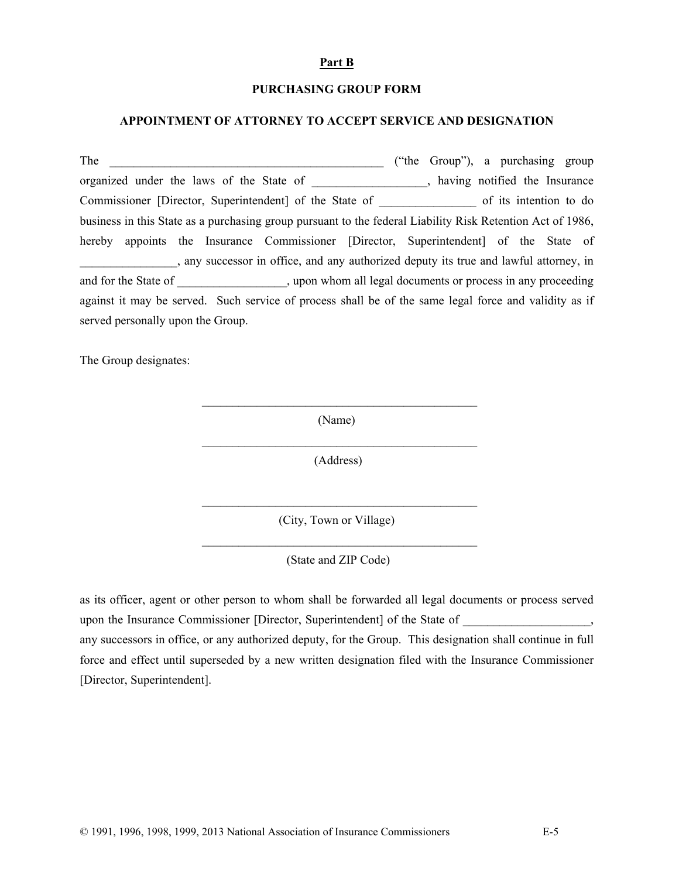**Part B**

**PURCHASING GROUP FORM**

**APPOINTMENT OF ATTORNEY TO ACCEPT SERVICE AND DESIGNATION**

The _______________________________________________ ("the Group"), a purchasing group organized under the laws of the State of __________________, having notified the Insurance Commissioner [Director, Superintendent] of the State of ________________ of its intention to do business in this State as a purchasing group pursuant to the federal Liability Risk Retention Act of 1986, hereby appoints the Insurance Commissioner [Director, Superintendent] of the State of ________________, any successor in office, and any authorized deputy its true and lawful attorney, in and for the State of __________________, upon whom all legal documents or process in any proceeding against it may be served. Such service of process shall be of the same legal force and validity as if served personally upon the Group.

The Group designates:

_______________________________________________
(Name)

_______________________________________________
(Address)

_______________________________________________
(City, Town or Village)

_______________________________________________
(State and ZIP Code)

as its officer, agent or other person to whom shall be forwarded all legal documents or process served upon the Insurance Commissioner [Director, Superintendent] of the State of _____________________, any successors in office, or any authorized deputy, for the Group. This designation shall continue in full force and effect until superseded by a new written designation filed with the Insurance Commissioner [Director, Superintendent].

© 1991, 1996, 1998, 1999, 2013 National Association of Insurance Commissioners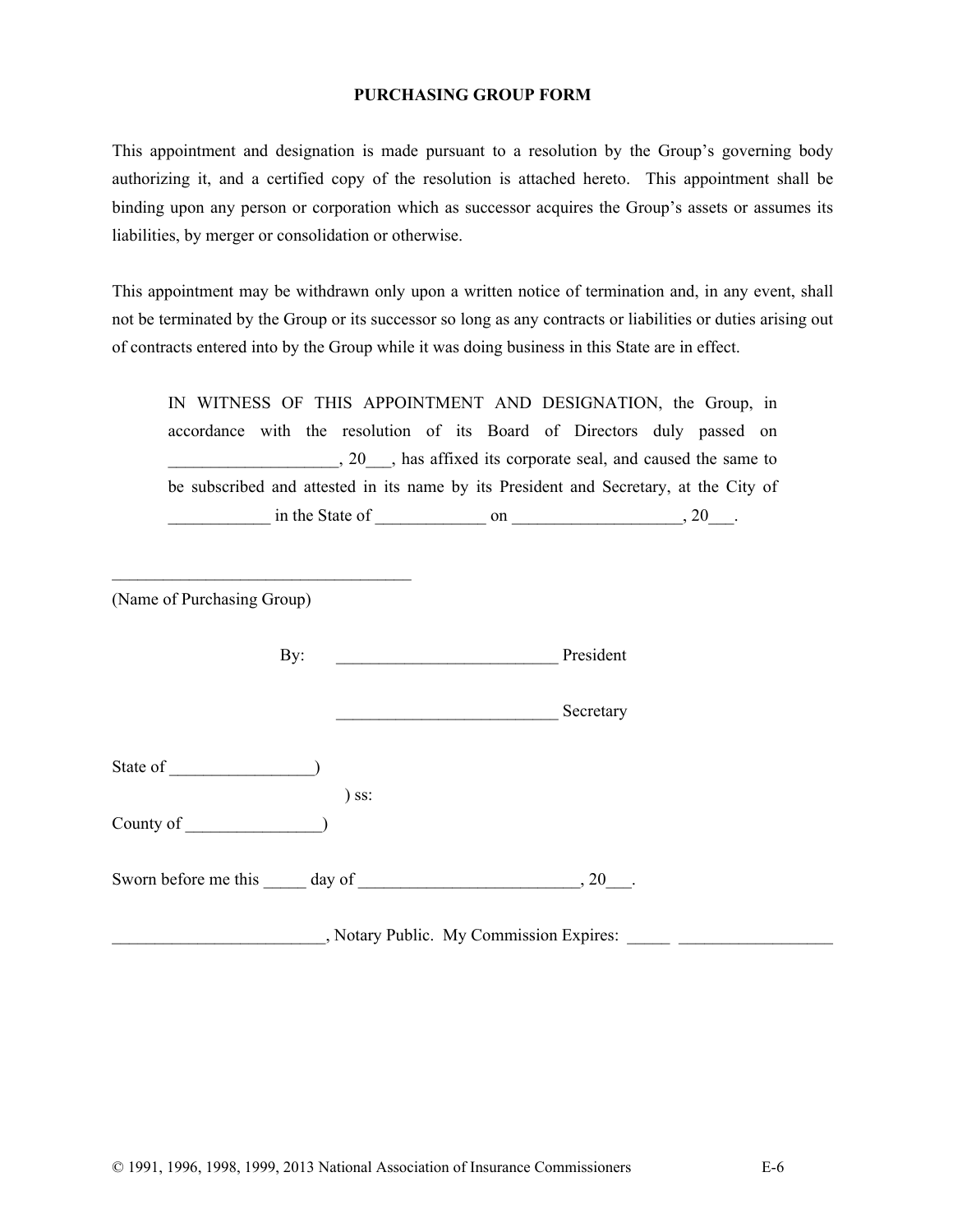## PURCHASING GROUP FORM

This appointment and designation is made pursuant to a resolution by the Group's governing body authorizing it, and a certified copy of the resolution is attached hereto. This appointment shall be binding upon any person or corporation which as successor acquires the Group's assets or assumes its liabilities, by merger or consolidation or otherwise.

This appointment may be withdrawn only upon a written notice of termination and, in any event, shall not be terminated by the Group or its successor so long as any contracts or liabilities or duties arising out of contracts entered into by the Group while it was doing business in this State are in effect.

> IN WITNESS OF THIS APPOINTMENT AND DESIGNATION, the Group, in accordance with the resolution of its Board of Directors duly passed on ___________________, 20___, has affixed its corporate seal, and caused the same to be subscribed and attested in its name by its President and Secretary, at the City of ____________ in the State of _____________ on ___________________, 20___.

___________________________________
(Name of Purchasing Group)

By: __________________________ President

__________________________ Secretary

State of _________________)
) ss:
County of ________________)

Sworn before me this _____ day of __________________________, 20___.

_________________________, Notary Public. My Commission Expires: _____ __________________

© 1991, 1996, 1998, 1999, 2013 National Association of Insurance Commissioners E-6